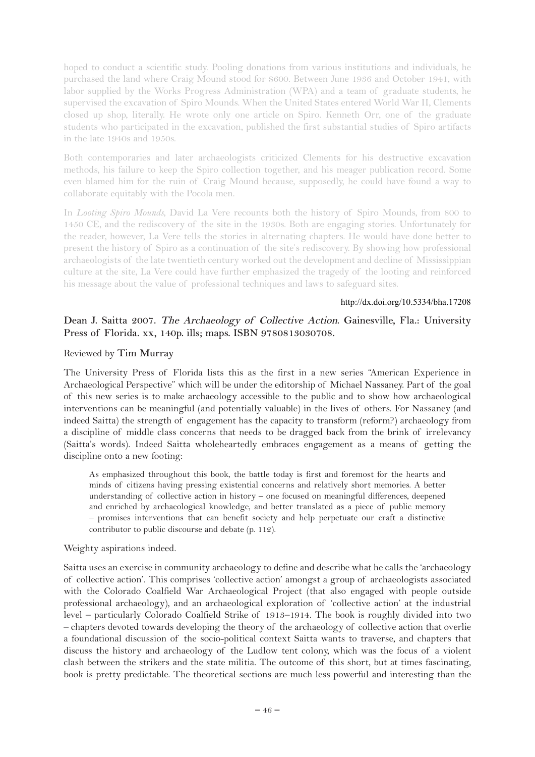hoped to conduct a scientific study. Pooling donations from various institutions and individuals, he purchased the land where Craig Mound stood for $600. Between June 1936 and October 1941, with labor supplied by the Works Progress Administration (WPA) and a team of graduate students, he supervised the excavation of Spiro Mounds. When the United States entered World War II, Clements closed up shop, literally. He wrote only one article on Spiro. Kenneth Orr, one of the graduate students who participated in the excavation, published the first substantial studies of Spiro artifacts in the late 1940s and 1950s.

Both contemporaries and later archaeologists criticized Clements for his destructive excavation methods, his failure to keep the Spiro collection together, and his meager publication record. Some even blamed him for the ruin of Craig Mound because, supposedly, he could have found a way to collaborate equitably with the Pocola men.

In *Looting Spiro Mounds*, David La Vere recounts both the history of Spiro Mounds, from 800 to 1450 CE, and the rediscovery of the site in the 1930s. Both are engaging stories. Unfortunately for the reader, however, La Vere tells the stories in alternating chapters. He would have done better to present the history of Spiro as a continuation of the site's rediscovery. By showing how professional archaeologists of the late twentieth century worked out the development and decline of Mississippian culture at the site, La Vere could have further emphasized the tragedy of the looting and reinforced his message about the value of professional techniques and laws to safeguard sites.

http://dx.doi.org/10.5334/bha.17208

## Dean J. Saitta 2007. *The Archaeology of Collective Action*. Gainesville, Fla.: University Press of Florida. xx, 140p. ills; maps. ISBN 9780813030708.

Reviewed by **Tim Murray**

The University Press of Florida lists this as the first in a new series "American Experience in Archaeological Perspective" which will be under the editorship of Michael Nassaney. Part of the goal of this new series is to make archaeology accessible to the public and to show how archaeological interventions can be meaningful (and potentially valuable) in the lives of others. For Nassaney (and indeed Saitta) the strength of engagement has the capacity to transform (reform?) archaeology from a discipline of middle class concerns that needs to be dragged back from the brink of irrelevancy (Saitta's words). Indeed Saitta wholeheartedly embraces engagement as a means of getting the discipline onto a new footing:

> As emphasized throughout this book, the battle today is first and foremost for the hearts and minds of citizens having pressing existential concerns and relatively short memories. A better understanding of collective action in history – one focused on meaningful differences, deepened and enriched by archaeological knowledge, and better translated as a piece of public memory – promises interventions that can benefit society and help perpetuate our craft a distinctive contributor to public discourse and debate (p. 112).

Weighty aspirations indeed.

Saitta uses an exercise in community archaeology to define and describe what he calls the 'archaeology of collective action'. This comprises 'collective action' amongst a group of archaeologists associated with the Colorado Coalfield War Archaeological Project (that also engaged with people outside professional archaeology), and an archaeological exploration of 'collective action' at the industrial level – particularly Colorado Coalfield Strike of 1913–1914. The book is roughly divided into two – chapters devoted towards developing the theory of the archaeology of collective action that overlie a foundational discussion of the socio-political context Saitta wants to traverse, and chapters that discuss the history and archaeology of the Ludlow tent colony, which was the focus of a violent clash between the strikers and the state militia. The outcome of this short, but at times fascinating, book is pretty predictable. The theoretical sections are much less powerful and interesting than the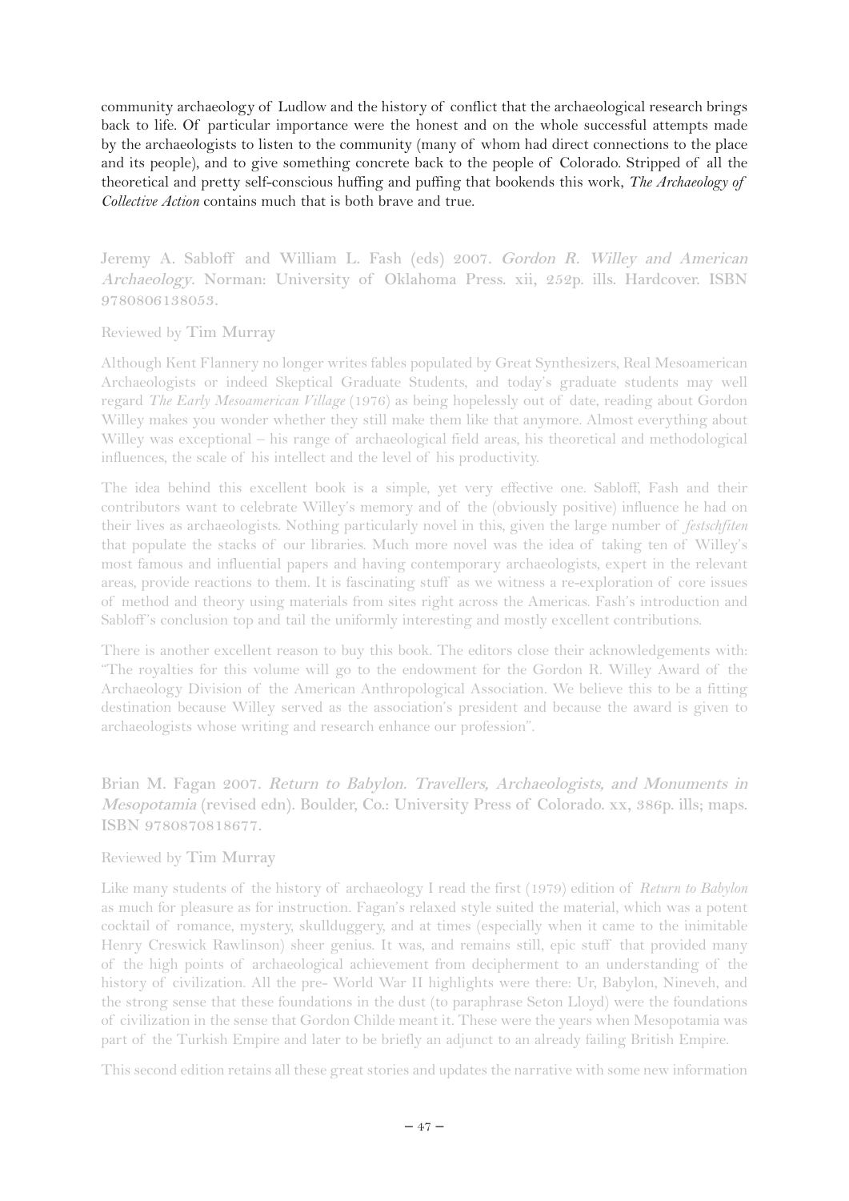community archaeology of Ludlow and the history of conflict that the archaeological research brings back to life. Of particular importance were the honest and on the whole successful attempts made by the archaeologists to listen to the community (many of whom had direct connections to the place and its people), and to give something concrete back to the people of Colorado. Stripped of all the theoretical and pretty self-conscious huffing and puffing that bookends this work, *The Archaeology of Collective Action* contains much that is both brave and true.

## Jeremy A. Sabloff and William L. Fash (eds) 2007. *Gordon R. Willey and American Archaeology*. Norman: University of Oklahoma Press. xii, 252p. ills. Hardcover. ISBN 9780806138053.

Reviewed by Tim Murray

Although Kent Flannery no longer writes fables populated by Great Synthesizers, Real Mesoamerican Archaeologists or indeed Skeptical Graduate Students, and today's graduate students may well regard *The Early Mesoamerican Village* (1976) as being hopelessly out of date, reading about Gordon Willey makes you wonder whether they still make them like that anymore. Almost everything about Willey was exceptional – his range of archaeological field areas, his theoretical and methodological influences, the scale of his intellect and the level of his productivity.

The idea behind this excellent book is a simple, yet very effective one. Sabloff, Fash and their contributors want to celebrate Willey's memory and of the (obviously positive) influence he had on their lives as archaeologists. Nothing particularly novel in this, given the large number of *festschfiten* that populate the stacks of our libraries. Much more novel was the idea of taking ten of Willey's most famous and influential papers and having contemporary archaeologists, expert in the relevant areas, provide reactions to them. It is fascinating stuff as we witness a re-exploration of core issues of method and theory using materials from sites right across the Americas. Fash's introduction and Sabloff's conclusion top and tail the uniformly interesting and mostly excellent contributions.

There is another excellent reason to buy this book. The editors close their acknowledgements with: "The royalties for this volume will go to the endowment for the Gordon R. Willey Award of the Archaeology Division of the American Anthropological Association. We believe this to be a fitting destination because Willey served as the association's president and because the award is given to archaeologists whose writing and research enhance our profession".

## Brian M. Fagan 2007. *Return to Babylon. Travellers, Archaeologists, and Monuments in Mesopotamia* (revised edn). Boulder, Co.: University Press of Colorado. xx, 386p. ills; maps. ISBN 9780870818677.

Reviewed by Tim Murray

Like many students of the history of archaeology I read the first (1979) edition of *Return to Babylon* as much for pleasure as for instruction. Fagan's relaxed style suited the material, which was a potent cocktail of romance, mystery, skullduggery, and at times (especially when it came to the inimitable Henry Creswick Rawlinson) sheer genius. It was, and remains still, epic stuff that provided many of the high points of archaeological achievement from decipherment to an understanding of the history of civilization. All the pre- World War II highlights were there: Ur, Babylon, Nineveh, and the strong sense that these foundations in the dust (to paraphrase Seton Lloyd) were the foundations of civilization in the sense that Gordon Childe meant it. These were the years when Mesopotamia was part of the Turkish Empire and later to be briefly an adjunct to an already failing British Empire.

This second edition retains all these great stories and updates the narrative with some new information